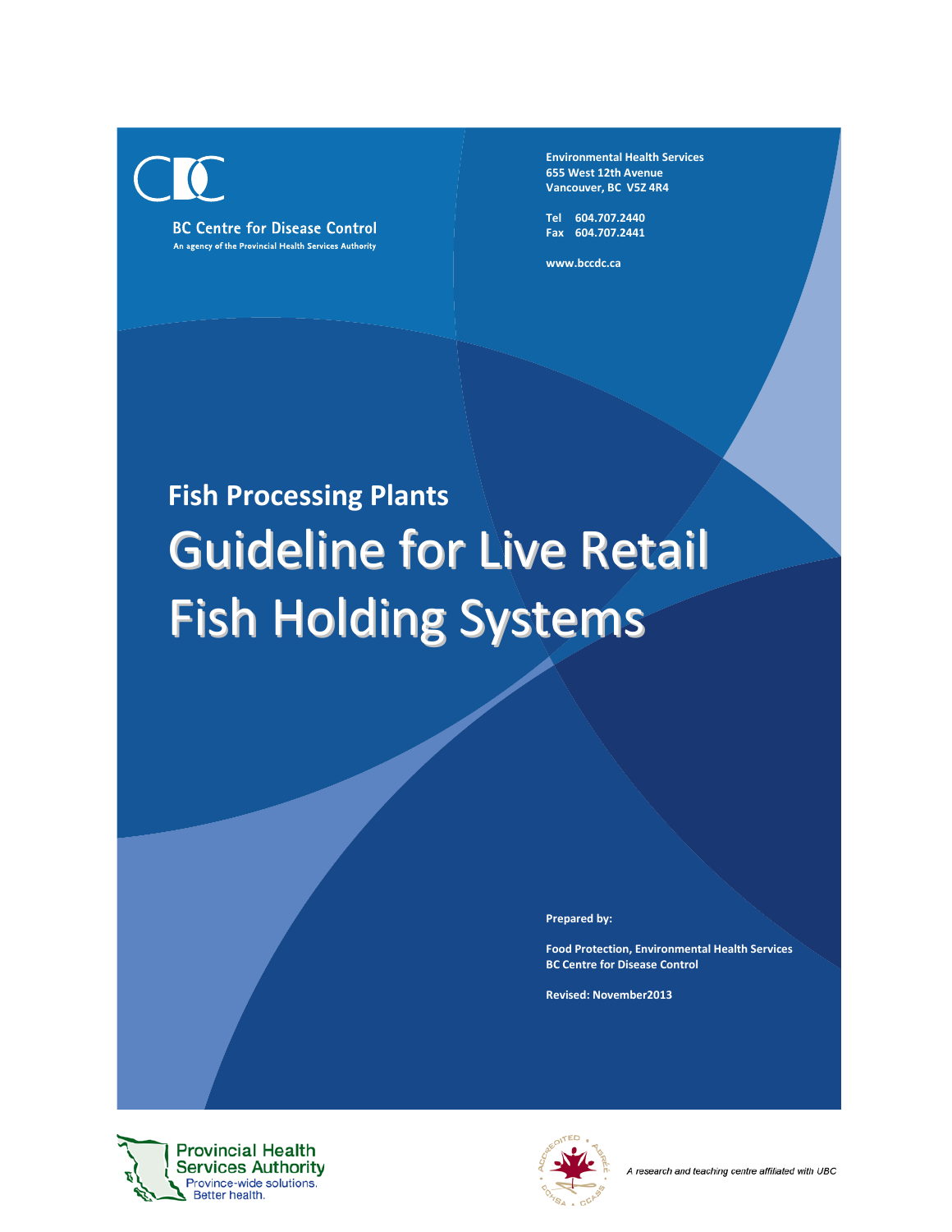BC Centre for Disease Control
An agency of the Provincial Health Services Authority

**Environmental Health Services**
**655 West 12th Avenue**
**Vancouver, BC V5Z 4R4**

**Tel 604.707.2440**
**Fax 604.707.2441**

**www.bccdc.ca**

## Fish Processing Plants

# Guideline for Live Retail Fish Holding Systems

**Prepared by:**

**Food Protection, Environmental Health Services**
**BC Centre for Disease Control**

**Revised: November2013**

Provincial Health Services Authority
Province-wide solutions. Better health.

*A research and teaching centre affiliated with UBC*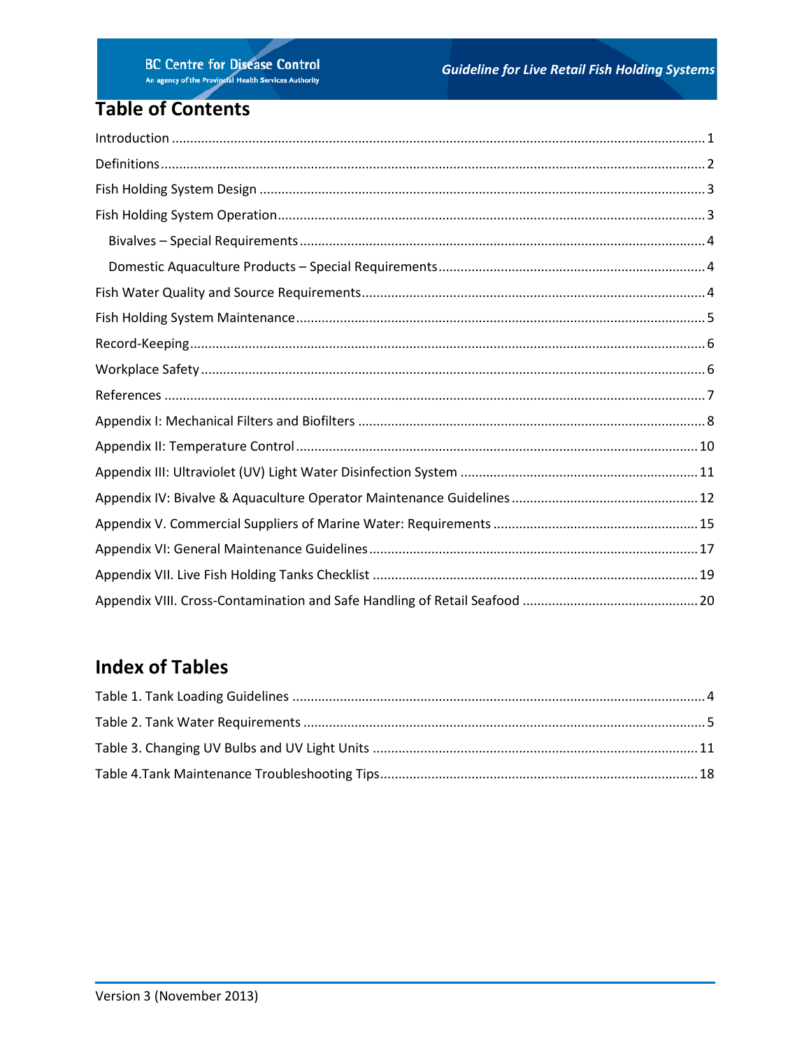## Table of Contents

Introduction ..... 1

Definitions ..... 2

Fish Holding System Design ..... 3

Fish Holding System Operation ..... 3

- Bivalves – Special Requirements ..... 4
- Domestic Aquaculture Products – Special Requirements ..... 4

Fish Water Quality and Source Requirements ..... 4

Fish Holding System Maintenance ..... 5

Record-Keeping ..... 6

Workplace Safety ..... 6

References ..... 7

Appendix I: Mechanical Filters and Biofilters ..... 8

Appendix II: Temperature Control ..... 10

Appendix III: Ultraviolet (UV) Light Water Disinfection System ..... 11

Appendix IV: Bivalve & Aquaculture Operator Maintenance Guidelines ..... 12

Appendix V. Commercial Suppliers of Marine Water: Requirements ..... 15

Appendix VI: General Maintenance Guidelines ..... 17

Appendix VII. Live Fish Holding Tanks Checklist ..... 19

Appendix VIII. Cross-Contamination and Safe Handling of Retail Seafood ..... 20

## Index of Tables

Table 1. Tank Loading Guidelines ..... 4

Table 2. Tank Water Requirements ..... 5

Table 3. Changing UV Bulbs and UV Light Units ..... 11

Table 4.Tank Maintenance Troubleshooting Tips ..... 18

Version 3 (November 2013)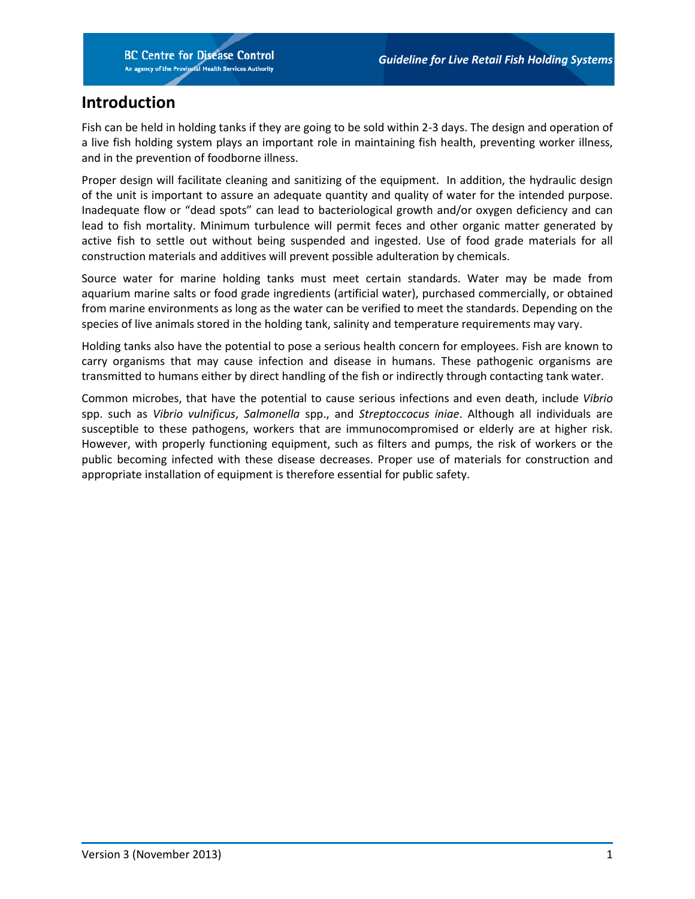## Introduction

Fish can be held in holding tanks if they are going to be sold within 2-3 days. The design and operation of a live fish holding system plays an important role in maintaining fish health, preventing worker illness, and in the prevention of foodborne illness.

Proper design will facilitate cleaning and sanitizing of the equipment. In addition, the hydraulic design of the unit is important to assure an adequate quantity and quality of water for the intended purpose. Inadequate flow or "dead spots" can lead to bacteriological growth and/or oxygen deficiency and can lead to fish mortality. Minimum turbulence will permit feces and other organic matter generated by active fish to settle out without being suspended and ingested. Use of food grade materials for all construction materials and additives will prevent possible adulteration by chemicals.

Source water for marine holding tanks must meet certain standards. Water may be made from aquarium marine salts or food grade ingredients (artificial water), purchased commercially, or obtained from marine environments as long as the water can be verified to meet the standards. Depending on the species of live animals stored in the holding tank, salinity and temperature requirements may vary.

Holding tanks also have the potential to pose a serious health concern for employees. Fish are known to carry organisms that may cause infection and disease in humans. These pathogenic organisms are transmitted to humans either by direct handling of the fish or indirectly through contacting tank water.

Common microbes, that have the potential to cause serious infections and even death, include *Vibrio* spp. such as *Vibrio vulnificus*, *Salmonella* spp., and *Streptoccocus iniae*. Although all individuals are susceptible to these pathogens, workers that are immunocompromised or elderly are at higher risk. However, with properly functioning equipment, such as filters and pumps, the risk of workers or the public becoming infected with these disease decreases. Proper use of materials for construction and appropriate installation of equipment is therefore essential for public safety.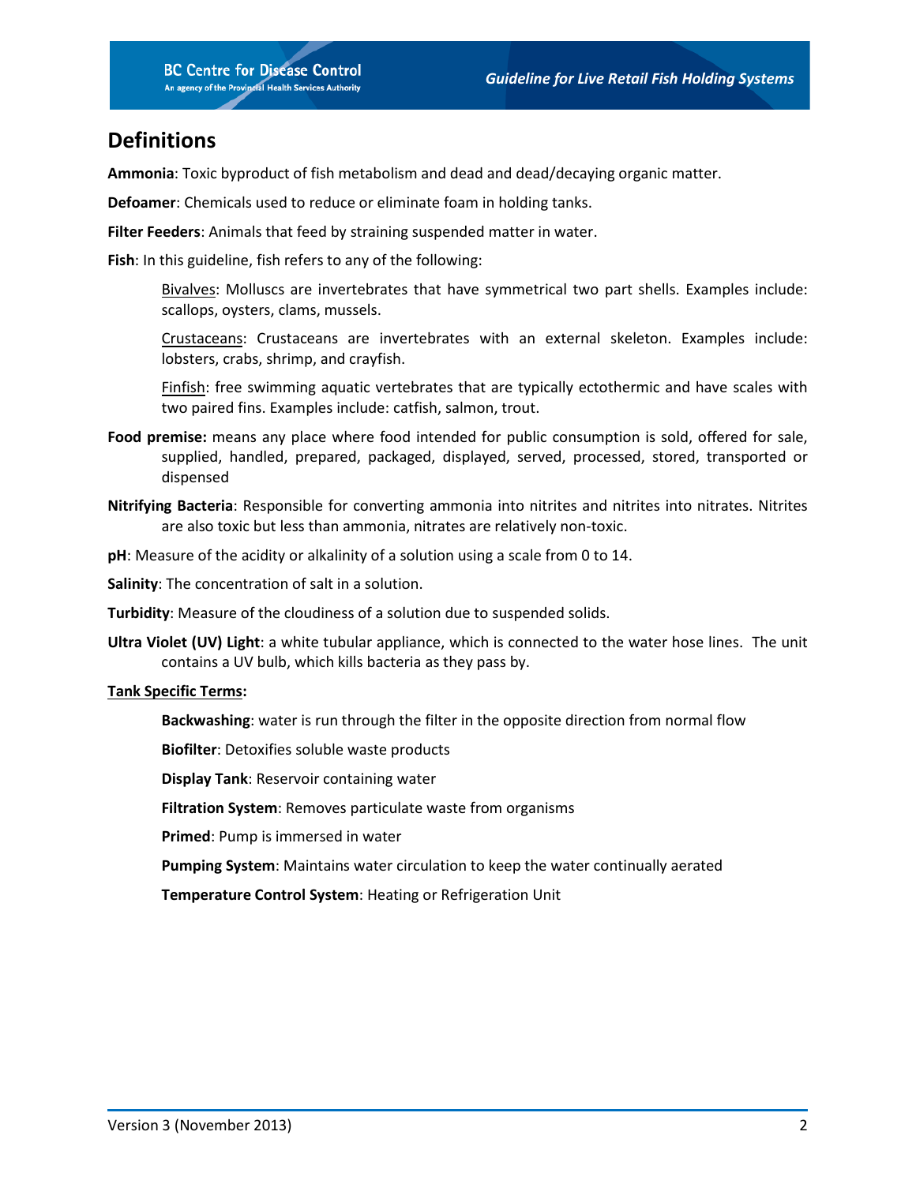## Definitions

**Ammonia**: Toxic byproduct of fish metabolism and dead and dead/decaying organic matter.

**Defoamer**: Chemicals used to reduce or eliminate foam in holding tanks.

**Filter Feeders**: Animals that feed by straining suspended matter in water.

**Fish**: In this guideline, fish refers to any of the following:

> Bivalves: Molluscs are invertebrates that have symmetrical two part shells. Examples include: scallops, oysters, clams, mussels.
>
> Crustaceans: Crustaceans are invertebrates with an external skeleton. Examples include: lobsters, crabs, shrimp, and crayfish.
>
> Finfish: free swimming aquatic vertebrates that are typically ectothermic and have scales with two paired fins. Examples include: catfish, salmon, trout.

**Food premise:** means any place where food intended for public consumption is sold, offered for sale, supplied, handled, prepared, packaged, displayed, served, processed, stored, transported or dispensed

**Nitrifying Bacteria**: Responsible for converting ammonia into nitrites and nitrites into nitrates. Nitrites are also toxic but less than ammonia, nitrates are relatively non-toxic.

**pH**: Measure of the acidity or alkalinity of a solution using a scale from 0 to 14.

**Salinity**: The concentration of salt in a solution.

**Turbidity**: Measure of the cloudiness of a solution due to suspended solids.

**Ultra Violet (UV) Light**: a white tubular appliance, which is connected to the water hose lines. The unit contains a UV bulb, which kills bacteria as they pass by.

**Tank Specific Terms:**

> **Backwashing**: water is run through the filter in the opposite direction from normal flow
>
> **Biofilter**: Detoxifies soluble waste products
>
> **Display Tank**: Reservoir containing water
>
> **Filtration System**: Removes particulate waste from organisms
>
> **Primed**: Pump is immersed in water
>
> **Pumping System**: Maintains water circulation to keep the water continually aerated
>
> **Temperature Control System**: Heating or Refrigeration Unit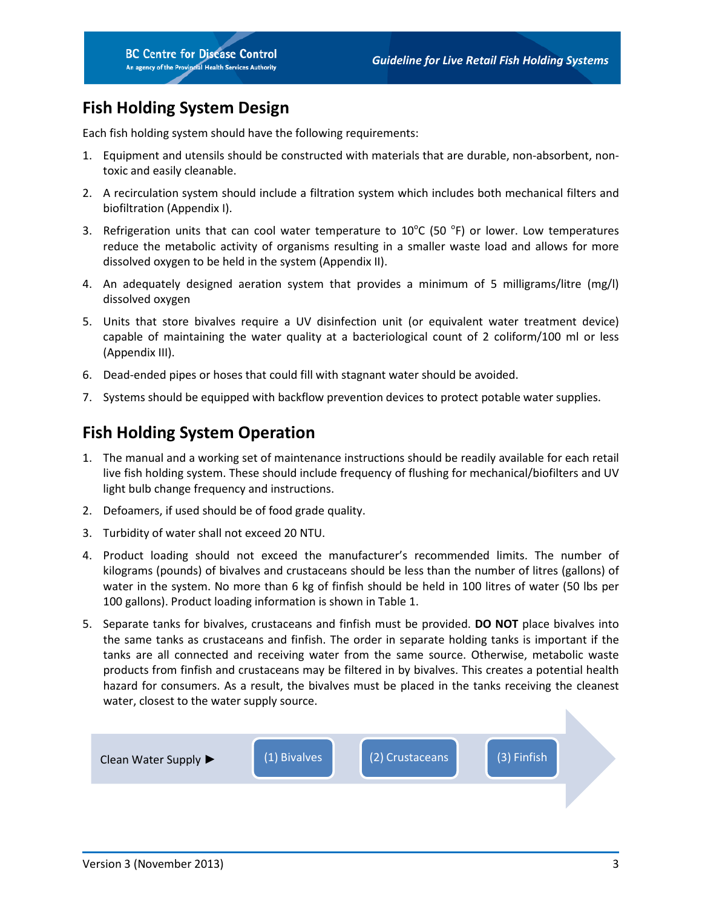## Fish Holding System Design

Each fish holding system should have the following requirements:

1. Equipment and utensils should be constructed with materials that are durable, non-absorbent, non-toxic and easily cleanable.
2. A recirculation system should include a filtration system which includes both mechanical filters and biofiltration (Appendix I).
3. Refrigeration units that can cool water temperature to 10°C (50 °F) or lower. Low temperatures reduce the metabolic activity of organisms resulting in a smaller waste load and allows for more dissolved oxygen to be held in the system (Appendix II).
4. An adequately designed aeration system that provides a minimum of 5 milligrams/litre (mg/l) dissolved oxygen
5. Units that store bivalves require a UV disinfection unit (or equivalent water treatment device) capable of maintaining the water quality at a bacteriological count of 2 coliform/100 ml or less (Appendix III).
6. Dead-ended pipes or hoses that could fill with stagnant water should be avoided.
7. Systems should be equipped with backflow prevention devices to protect potable water supplies.

## Fish Holding System Operation

1. The manual and a working set of maintenance instructions should be readily available for each retail live fish holding system. These should include frequency of flushing for mechanical/biofilters and UV light bulb change frequency and instructions.
2. Defoamers, if used should be of food grade quality.
3. Turbidity of water shall not exceed 20 NTU.
4. Product loading should not exceed the manufacturer's recommended limits. The number of kilograms (pounds) of bivalves and crustaceans should be less than the number of litres (gallons) of water in the system. No more than 6 kg of finfish should be held in 100 litres of water (50 lbs per 100 gallons). Product loading information is shown in Table 1.
5. Separate tanks for bivalves, crustaceans and finfish must be provided. **DO NOT** place bivalves into the same tanks as crustaceans and finfish. The order in separate holding tanks is important if the tanks are all connected and receiving water from the same source. Otherwise, metabolic waste products from finfish and crustaceans may be filtered in by bivalves. This creates a potential health hazard for consumers. As a result, the bivalves must be placed in the tanks receiving the cleanest water, closest to the water supply source.

Clean Water Supply ► (1) Bivalves → (2) Crustaceans → (3) Finfish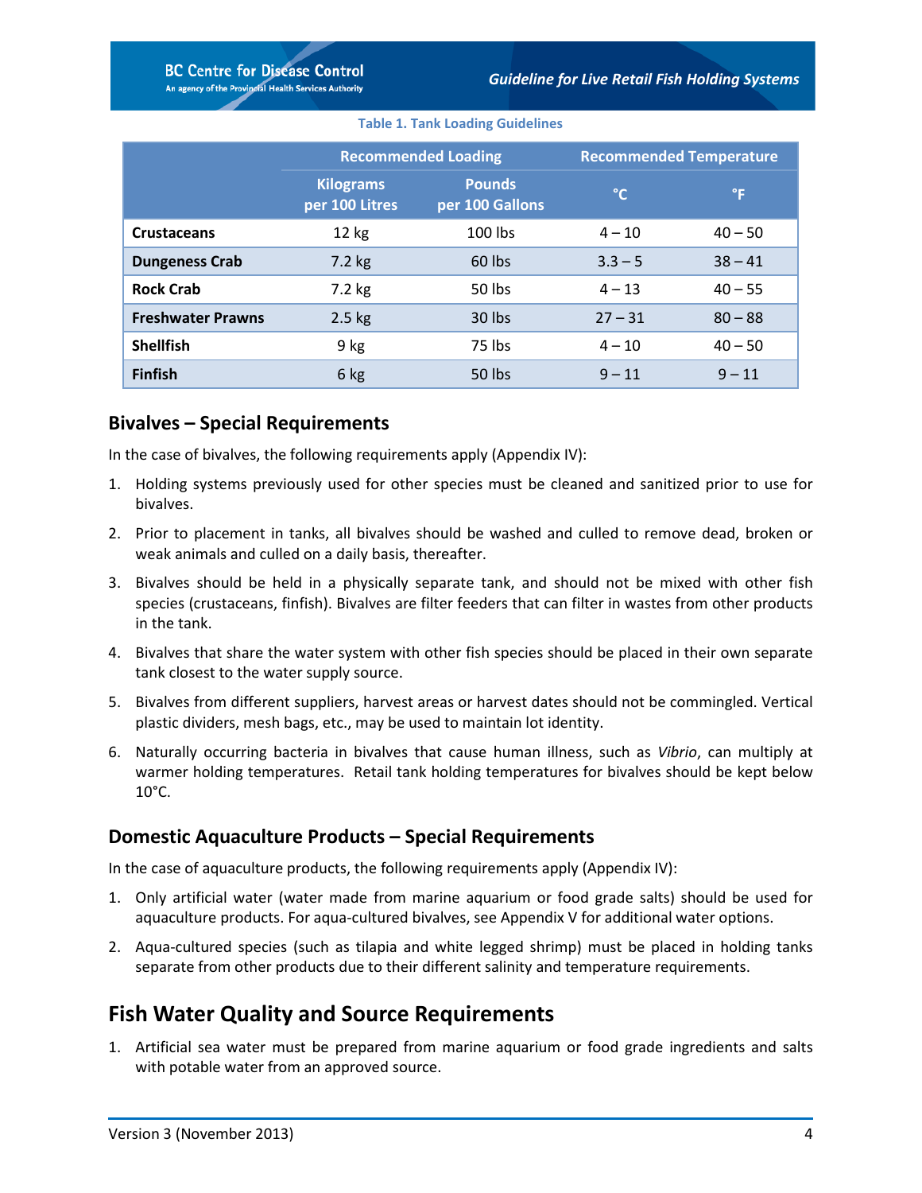Table 1. Tank Loading Guidelines

| | Recommended Loading | | Recommended Temperature | |
|---|---|---|---|---|
| | Kilograms per 100 Litres | Pounds per 100 Gallons | °C | °F |
| **Crustaceans** | 12 kg | 100 lbs | 4 – 10 | 40 – 50 |
| **Dungeness Crab** | 7.2 kg | 60 lbs | 3.3 – 5 | 38 – 41 |
| **Rock Crab** | 7.2 kg | 50 lbs | 4 – 13 | 40 – 55 |
| **Freshwater Prawns** | 2.5 kg | 30 lbs | 27 – 31 | 80 – 88 |
| **Shellfish** | 9 kg | 75 lbs | 4 – 10 | 40 – 50 |
| **Finfish** | 6 kg | 50 lbs | 9 – 11 | 9 – 11 |

### Bivalves – Special Requirements

In the case of bivalves, the following requirements apply (Appendix IV):

1. Holding systems previously used for other species must be cleaned and sanitized prior to use for bivalves.
2. Prior to placement in tanks, all bivalves should be washed and culled to remove dead, broken or weak animals and culled on a daily basis, thereafter.
3. Bivalves should be held in a physically separate tank, and should not be mixed with other fish species (crustaceans, finfish). Bivalves are filter feeders that can filter in wastes from other products in the tank.
4. Bivalves that share the water system with other fish species should be placed in their own separate tank closest to the water supply source.
5. Bivalves from different suppliers, harvest areas or harvest dates should not be commingled. Vertical plastic dividers, mesh bags, etc., may be used to maintain lot identity.
6. Naturally occurring bacteria in bivalves that cause human illness, such as *Vibrio*, can multiply at warmer holding temperatures. Retail tank holding temperatures for bivalves should be kept below 10°C.

### Domestic Aquaculture Products – Special Requirements

In the case of aquaculture products, the following requirements apply (Appendix IV):

1. Only artificial water (water made from marine aquarium or food grade salts) should be used for aquaculture products. For aqua-cultured bivalves, see Appendix V for additional water options.
2. Aqua-cultured species (such as tilapia and white legged shrimp) must be placed in holding tanks separate from other products due to their different salinity and temperature requirements.

## Fish Water Quality and Source Requirements

1. Artificial sea water must be prepared from marine aquarium or food grade ingredients and salts with potable water from an approved source.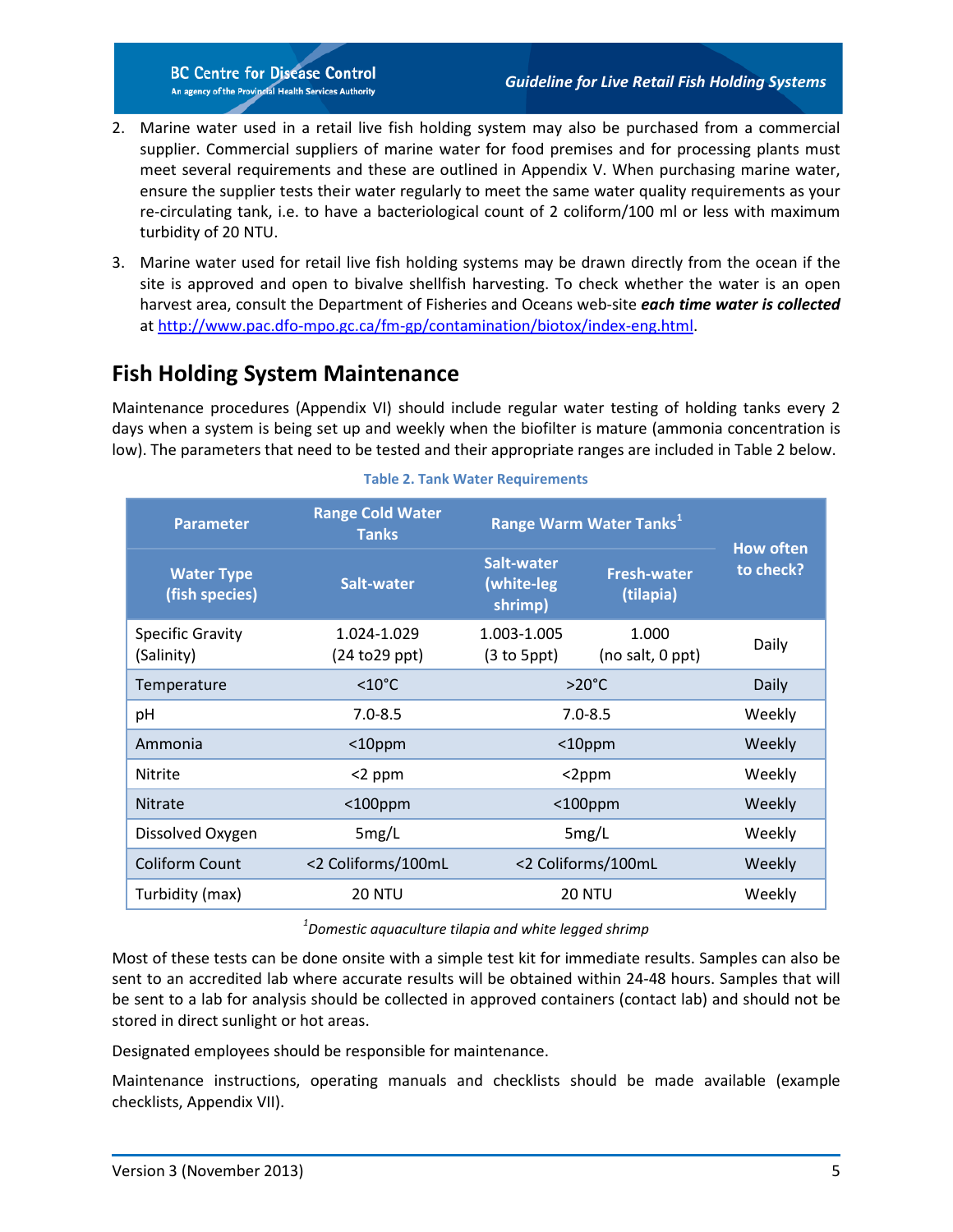2. Marine water used in a retail live fish holding system may also be purchased from a commercial supplier. Commercial suppliers of marine water for food premises and for processing plants must meet several requirements and these are outlined in Appendix V. When purchasing marine water, ensure the supplier tests their water regularly to meet the same water quality requirements as your re-circulating tank, i.e. to have a bacteriological count of 2 coliform/100 ml or less with maximum turbidity of 20 NTU.

3. Marine water used for retail live fish holding systems may be drawn directly from the ocean if the site is approved and open to bivalve shellfish harvesting. To check whether the water is an open harvest area, consult the Department of Fisheries and Oceans web-site ***each time water is collected*** at http://www.pac.dfo-mpo.gc.ca/fm-gp/contamination/biotox/index-eng.html.

## Fish Holding System Maintenance

Maintenance procedures (Appendix VI) should include regular water testing of holding tanks every 2 days when a system is being set up and weekly when the biofilter is mature (ammonia concentration is low). The parameters that need to be tested and their appropriate ranges are included in Table 2 below.

**Table 2. Tank Water Requirements**

| Parameter | Range Cold Water Tanks | Range Warm Water Tanks[1] | | How often to check? |
|---|---|---|---|---|
| Water Type (fish species) | Salt-water | Salt-water (white-leg shrimp) | Fresh-water (tilapia) | |
| Specific Gravity (Salinity) | 1.024-1.029 (24 to29 ppt) | 1.003-1.005 (3 to 5ppt) | 1.000 (no salt, 0 ppt) | Daily |
| Temperature | <10°C | >20°C | | Daily |
| pH | 7.0-8.5 | 7.0-8.5 | | Weekly |
| Ammonia | <10ppm | <10ppm | | Weekly |
| Nitrite | <2 ppm | <2ppm | | Weekly |
| Nitrate | <100ppm | <100ppm | | Weekly |
| Dissolved Oxygen | 5mg/L | 5mg/L | | Weekly |
| Coliform Count | <2 Coliforms/100mL | <2 Coliforms/100mL | | Weekly |
| Turbidity (max) | 20 NTU | 20 NTU | | Weekly |

[1]*Domestic aquaculture tilapia and white legged shrimp*

Most of these tests can be done onsite with a simple test kit for immediate results. Samples can also be sent to an accredited lab where accurate results will be obtained within 24-48 hours. Samples that will be sent to a lab for analysis should be collected in approved containers (contact lab) and should not be stored in direct sunlight or hot areas.

Designated employees should be responsible for maintenance.

Maintenance instructions, operating manuals and checklists should be made available (example checklists, Appendix VII).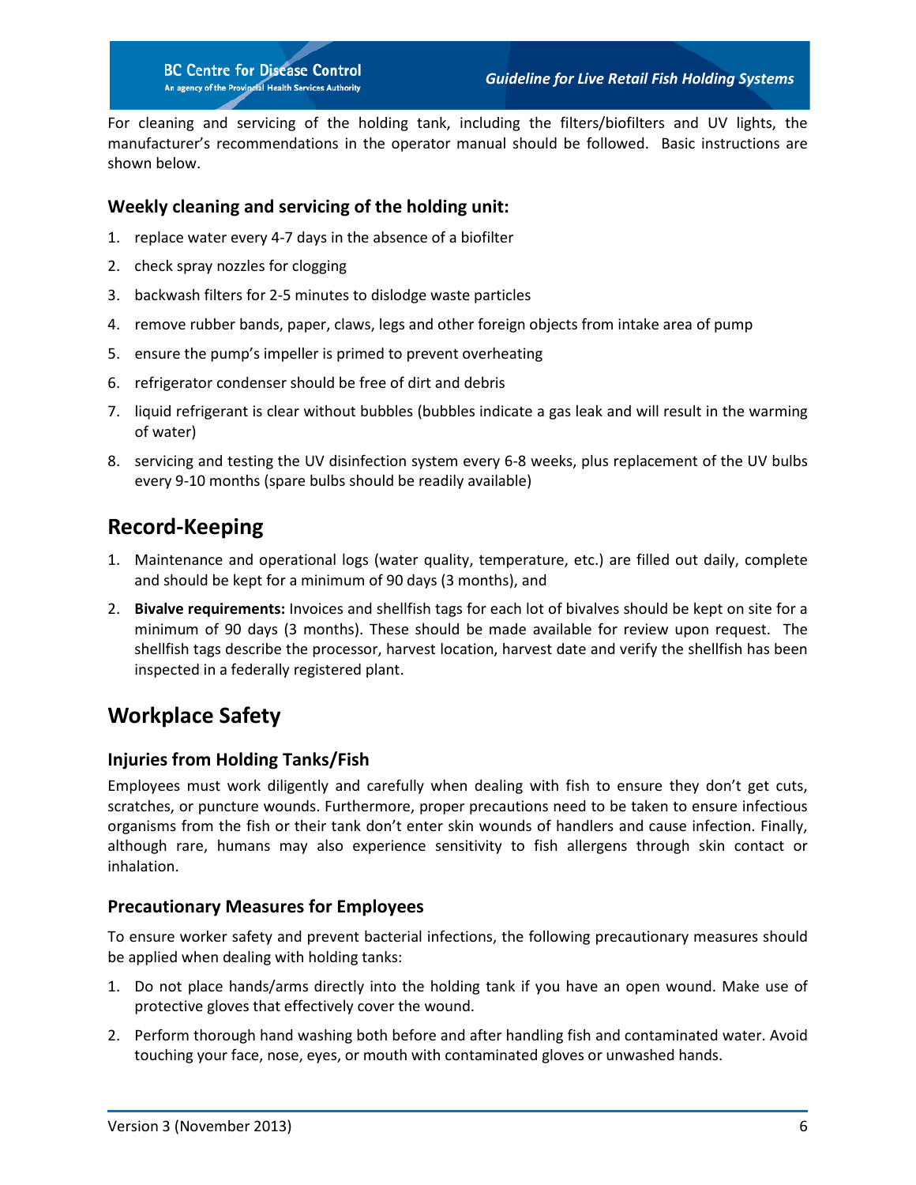For cleaning and servicing of the holding tank, including the filters/biofilters and UV lights, the manufacturer's recommendations in the operator manual should be followed. Basic instructions are shown below.

### Weekly cleaning and servicing of the holding unit:

1. replace water every 4-7 days in the absence of a biofilter
2. check spray nozzles for clogging
3. backwash filters for 2-5 minutes to dislodge waste particles
4. remove rubber bands, paper, claws, legs and other foreign objects from intake area of pump
5. ensure the pump's impeller is primed to prevent overheating
6. refrigerator condenser should be free of dirt and debris
7. liquid refrigerant is clear without bubbles (bubbles indicate a gas leak and will result in the warming of water)
8. servicing and testing the UV disinfection system every 6-8 weeks, plus replacement of the UV bulbs every 9-10 months (spare bulbs should be readily available)

## Record-Keeping

1. Maintenance and operational logs (water quality, temperature, etc.) are filled out daily, complete and should be kept for a minimum of 90 days (3 months), and
2. **Bivalve requirements:** Invoices and shellfish tags for each lot of bivalves should be kept on site for a minimum of 90 days (3 months). These should be made available for review upon request. The shellfish tags describe the processor, harvest location, harvest date and verify the shellfish has been inspected in a federally registered plant.

## Workplace Safety

### Injuries from Holding Tanks/Fish

Employees must work diligently and carefully when dealing with fish to ensure they don't get cuts, scratches, or puncture wounds. Furthermore, proper precautions need to be taken to ensure infectious organisms from the fish or their tank don't enter skin wounds of handlers and cause infection. Finally, although rare, humans may also experience sensitivity to fish allergens through skin contact or inhalation.

### Precautionary Measures for Employees

To ensure worker safety and prevent bacterial infections, the following precautionary measures should be applied when dealing with holding tanks:

1. Do not place hands/arms directly into the holding tank if you have an open wound. Make use of protective gloves that effectively cover the wound.
2. Perform thorough hand washing both before and after handling fish and contaminated water. Avoid touching your face, nose, eyes, or mouth with contaminated gloves or unwashed hands.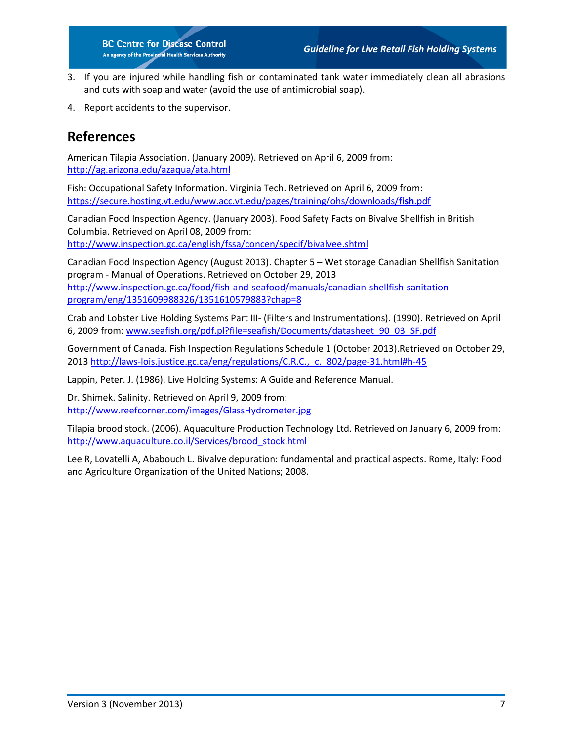3. If you are injured while handling fish or contaminated tank water immediately clean all abrasions and cuts with soap and water (avoid the use of antimicrobial soap).

4. Report accidents to the supervisor.

## References

American Tilapia Association. (January 2009). Retrieved on April 6, 2009 from: http://ag.arizona.edu/azaqua/ata.html

Fish: Occupational Safety Information. Virginia Tech. Retrieved on April 6, 2009 from: https://secure.hosting.vt.edu/www.acc.vt.edu/pages/training/ohs/downloads/**fish**.pdf

Canadian Food Inspection Agency. (January 2003). Food Safety Facts on Bivalve Shellfish in British Columbia. Retrieved on April 08, 2009 from: http://www.inspection.gc.ca/english/fssa/concen/specif/bivalvee.shtml

Canadian Food Inspection Agency (August 2013). Chapter 5 – Wet storage Canadian Shellfish Sanitation program - Manual of Operations. Retrieved on October 29, 2013 http://www.inspection.gc.ca/food/fish-and-seafood/manuals/canadian-shellfish-sanitation-program/eng/1351609988326/1351610579883?chap=8

Crab and Lobster Live Holding Systems Part III- (Filters and Instrumentations). (1990). Retrieved on April 6, 2009 from: www.seafish.org/pdf.pl?file=seafish/Documents/datasheet_90_03_SF.pdf

Government of Canada. Fish Inspection Regulations Schedule 1 (October 2013).Retrieved on October 29, 2013 http://laws-lois.justice.gc.ca/eng/regulations/C.R.C.,_c._802/page-31.html#h-45

Lappin, Peter. J. (1986). Live Holding Systems: A Guide and Reference Manual.

Dr. Shimek. Salinity. Retrieved on April 9, 2009 from: http://www.reefcorner.com/images/GlassHydrometer.jpg

Tilapia brood stock. (2006). Aquaculture Production Technology Ltd. Retrieved on January 6, 2009 from: http://www.aquaculture.co.il/Services/brood_stock.html

Lee R, Lovatelli A, Ababouch L. Bivalve depuration: fundamental and practical aspects. Rome, Italy: Food and Agriculture Organization of the United Nations; 2008.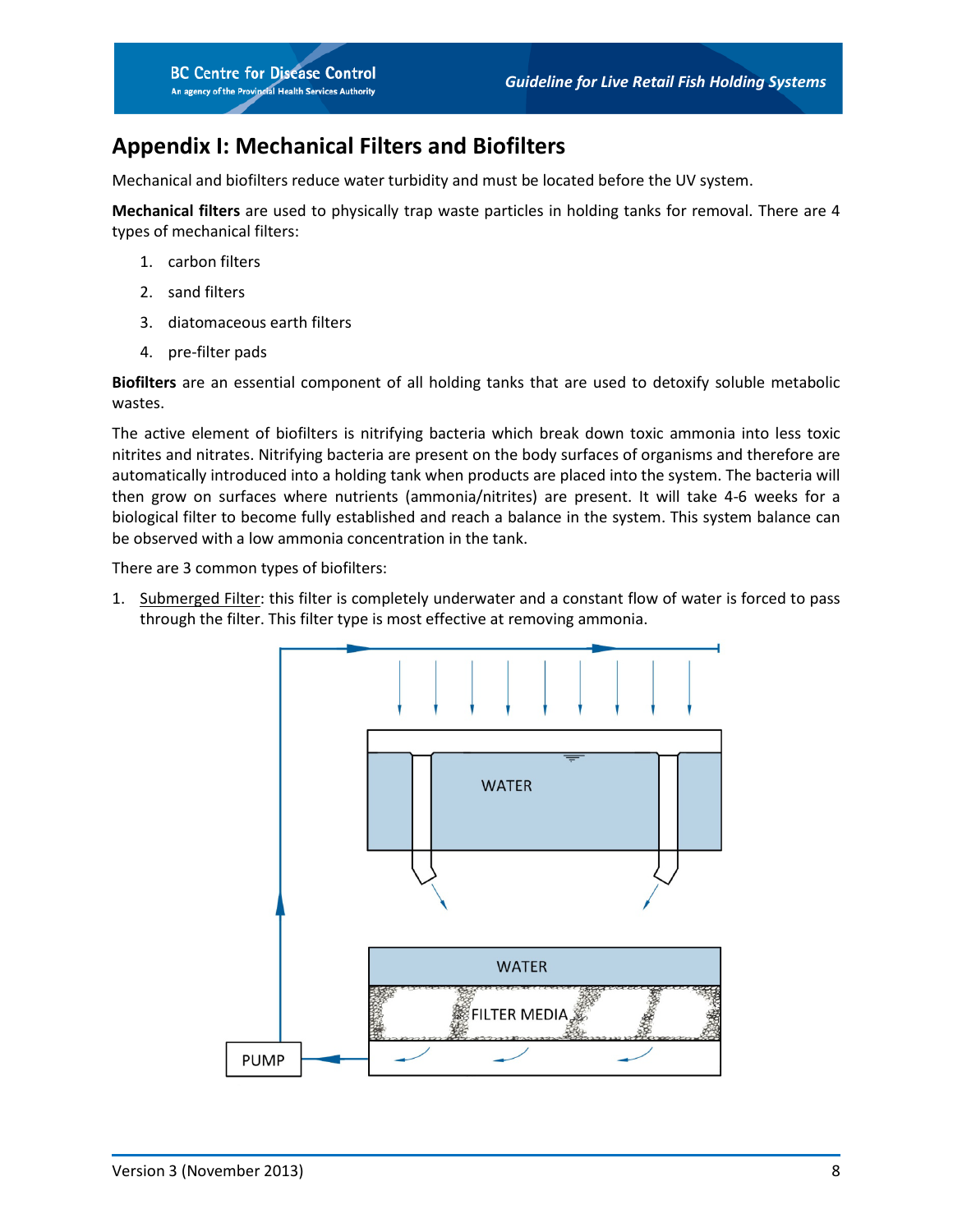## Appendix I: Mechanical Filters and Biofilters

Mechanical and biofilters reduce water turbidity and must be located before the UV system.

**Mechanical filters** are used to physically trap waste particles in holding tanks for removal. There are 4 types of mechanical filters:

1. carbon filters
2. sand filters
3. diatomaceous earth filters
4. pre-filter pads

**Biofilters** are an essential component of all holding tanks that are used to detoxify soluble metabolic wastes.

The active element of biofilters is nitrifying bacteria which break down toxic ammonia into less toxic nitrites and nitrates. Nitrifying bacteria are present on the body surfaces of organisms and therefore are automatically introduced into a holding tank when products are placed into the system. The bacteria will then grow on surfaces where nutrients (ammonia/nitrites) are present. It will take 4-6 weeks for a biological filter to become fully established and reach a balance in the system. This system balance can be observed with a low ammonia concentration in the tank.

There are 3 common types of biofilters:

1. Submerged Filter: this filter is completely underwater and a constant flow of water is forced to pass through the filter. This filter type is most effective at removing ammonia.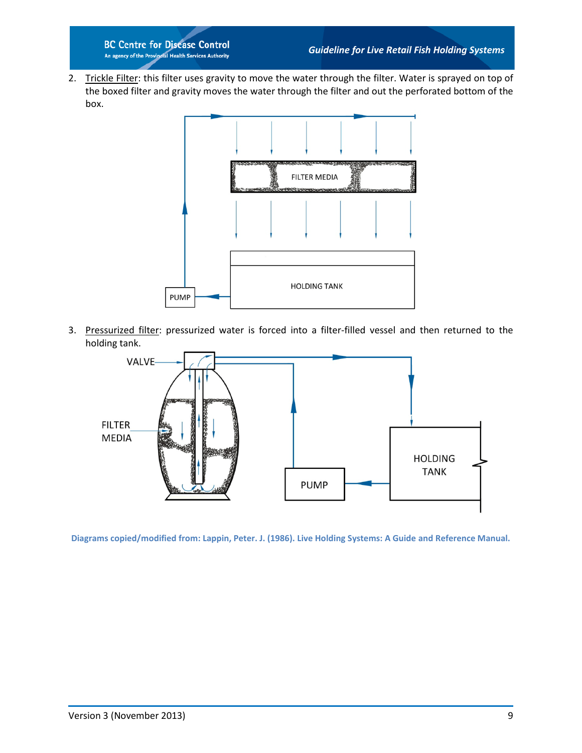2. Trickle Filter: this filter uses gravity to move the water through the filter. Water is sprayed on top of the boxed filter and gravity moves the water through the filter and out the perforated bottom of the box.

3. Pressurized filter: pressurized water is forced into a filter-filled vessel and then returned to the holding tank.

Diagrams copied/modified from: Lappin, Peter. J. (1986). Live Holding Systems: A Guide and Reference Manual.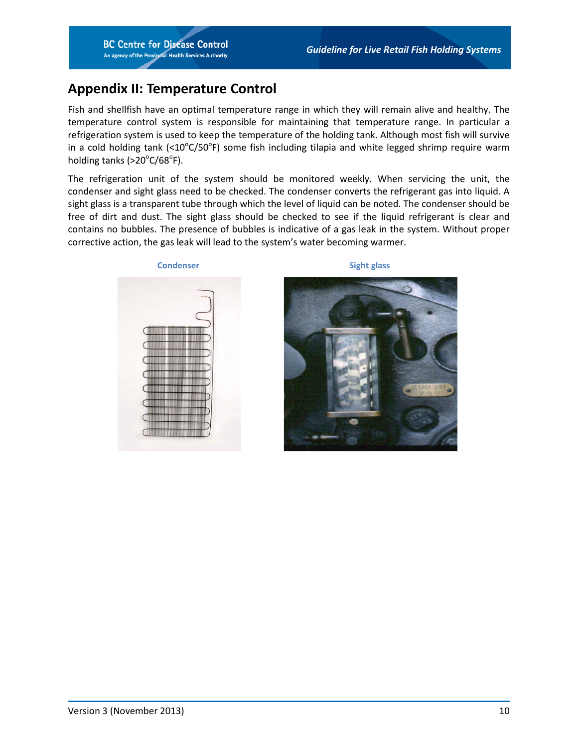## Appendix II: Temperature Control

Fish and shellfish have an optimal temperature range in which they will remain alive and healthy. The temperature control system is responsible for maintaining that temperature range. In particular a refrigeration system is used to keep the temperature of the holding tank. Although most fish will survive in a cold holding tank (<10°C/50°F) some fish including tilapia and white legged shrimp require warm holding tanks (>20°C/68°F).

The refrigeration unit of the system should be monitored weekly. When servicing the unit, the condenser and sight glass need to be checked. The condenser converts the refrigerant gas into liquid. A sight glass is a transparent tube through which the level of liquid can be noted. The condenser should be free of dirt and dust. The sight glass should be checked to see if the liquid refrigerant is clear and contains no bubbles. The presence of bubbles is indicative of a gas leak in the system. Without proper corrective action, the gas leak will lead to the system's water becoming warmer.

Condenser

Sight glass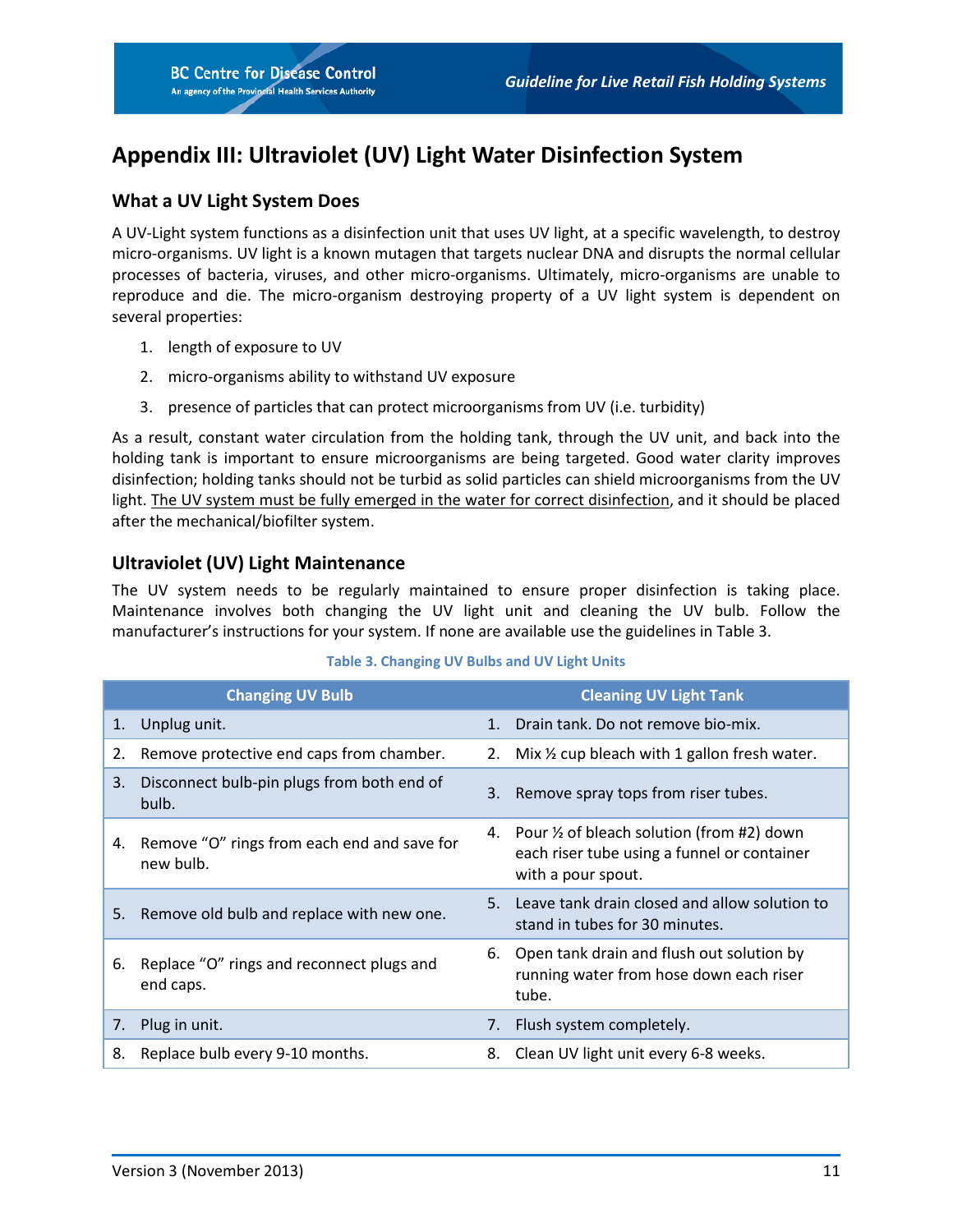# Appendix III: Ultraviolet (UV) Light Water Disinfection System

## What a UV Light System Does

A UV-Light system functions as a disinfection unit that uses UV light, at a specific wavelength, to destroy micro-organisms. UV light is a known mutagen that targets nuclear DNA and disrupts the normal cellular processes of bacteria, viruses, and other micro-organisms. Ultimately, micro-organisms are unable to reproduce and die. The micro-organism destroying property of a UV light system is dependent on several properties:

1. length of exposure to UV
2. micro-organisms ability to withstand UV exposure
3. presence of particles that can protect microorganisms from UV (i.e. turbidity)

As a result, constant water circulation from the holding tank, through the UV unit, and back into the holding tank is important to ensure microorganisms are being targeted. Good water clarity improves disinfection; holding tanks should not be turbid as solid particles can shield microorganisms from the UV light. <u>The UV system must be fully emerged in the water for correct disinfection</u>, and it should be placed after the mechanical/biofilter system.

## Ultraviolet (UV) Light Maintenance

The UV system needs to be regularly maintained to ensure proper disinfection is taking place. Maintenance involves both changing the UV light unit and cleaning the UV bulb. Follow the manufacturer's instructions for your system. If none are available use the guidelines in Table 3.

**Table 3. Changing UV Bulbs and UV Light Units**

| Changing UV Bulb | Cleaning UV Light Tank |
|---|---|
| 1. Unplug unit. | 1. Drain tank. Do not remove bio-mix. |
| 2. Remove protective end caps from chamber. | 2. Mix ½ cup bleach with 1 gallon fresh water. |
| 3. Disconnect bulb-pin plugs from both end of bulb. | 3. Remove spray tops from riser tubes. |
| 4. Remove "O" rings from each end and save for new bulb. | 4. Pour ½ of bleach solution (from #2) down each riser tube using a funnel or container with a pour spout. |
| 5. Remove old bulb and replace with new one. | 5. Leave tank drain closed and allow solution to stand in tubes for 30 minutes. |
| 6. Replace "O" rings and reconnect plugs and end caps. | 6. Open tank drain and flush out solution by running water from hose down each riser tube. |
| 7. Plug in unit. | 7. Flush system completely. |
| 8. Replace bulb every 9-10 months. | 8. Clean UV light unit every 6-8 weeks. |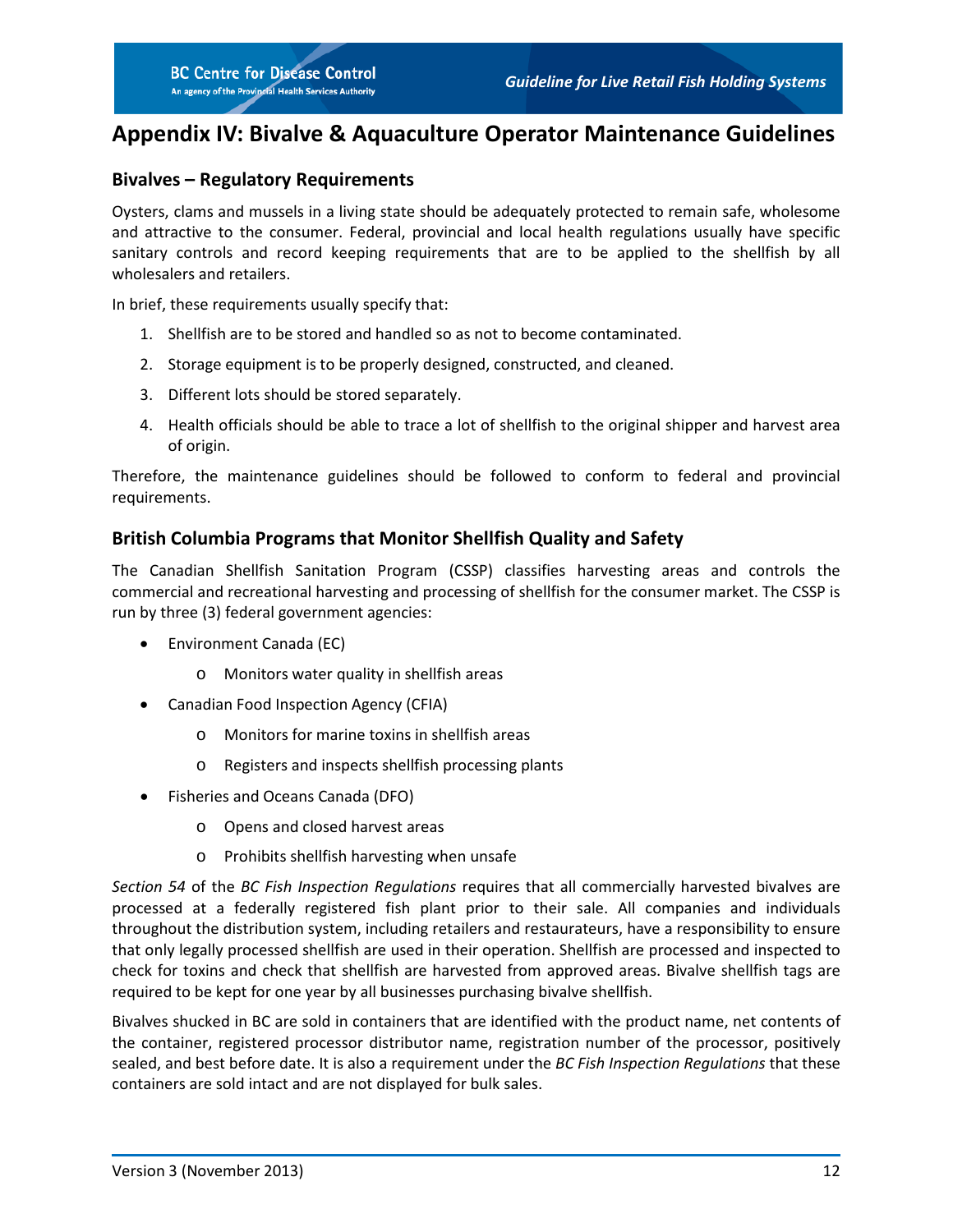## Appendix IV: Bivalve & Aquaculture Operator Maintenance Guidelines

### Bivalves – Regulatory Requirements

Oysters, clams and mussels in a living state should be adequately protected to remain safe, wholesome and attractive to the consumer. Federal, provincial and local health regulations usually have specific sanitary controls and record keeping requirements that are to be applied to the shellfish by all wholesalers and retailers.

In brief, these requirements usually specify that:

1. Shellfish are to be stored and handled so as not to become contaminated.
2. Storage equipment is to be properly designed, constructed, and cleaned.
3. Different lots should be stored separately.
4. Health officials should be able to trace a lot of shellfish to the original shipper and harvest area of origin.

Therefore, the maintenance guidelines should be followed to conform to federal and provincial requirements.

### British Columbia Programs that Monitor Shellfish Quality and Safety

The Canadian Shellfish Sanitation Program (CSSP) classifies harvesting areas and controls the commercial and recreational harvesting and processing of shellfish for the consumer market. The CSSP is run by three (3) federal government agencies:

- Environment Canada (EC)
  - Monitors water quality in shellfish areas
- Canadian Food Inspection Agency (CFIA)
  - Monitors for marine toxins in shellfish areas
  - Registers and inspects shellfish processing plants
- Fisheries and Oceans Canada (DFO)
  - Opens and closed harvest areas
  - Prohibits shellfish harvesting when unsafe

*Section 54* of the *BC Fish Inspection Regulations* requires that all commercially harvested bivalves are processed at a federally registered fish plant prior to their sale. All companies and individuals throughout the distribution system, including retailers and restaurateurs, have a responsibility to ensure that only legally processed shellfish are used in their operation. Shellfish are processed and inspected to check for toxins and check that shellfish are harvested from approved areas. Bivalve shellfish tags are required to be kept for one year by all businesses purchasing bivalve shellfish.

Bivalves shucked in BC are sold in containers that are identified with the product name, net contents of the container, registered processor distributor name, registration number of the processor, positively sealed, and best before date. It is also a requirement under the *BC Fish Inspection Regulations* that these containers are sold intact and are not displayed for bulk sales.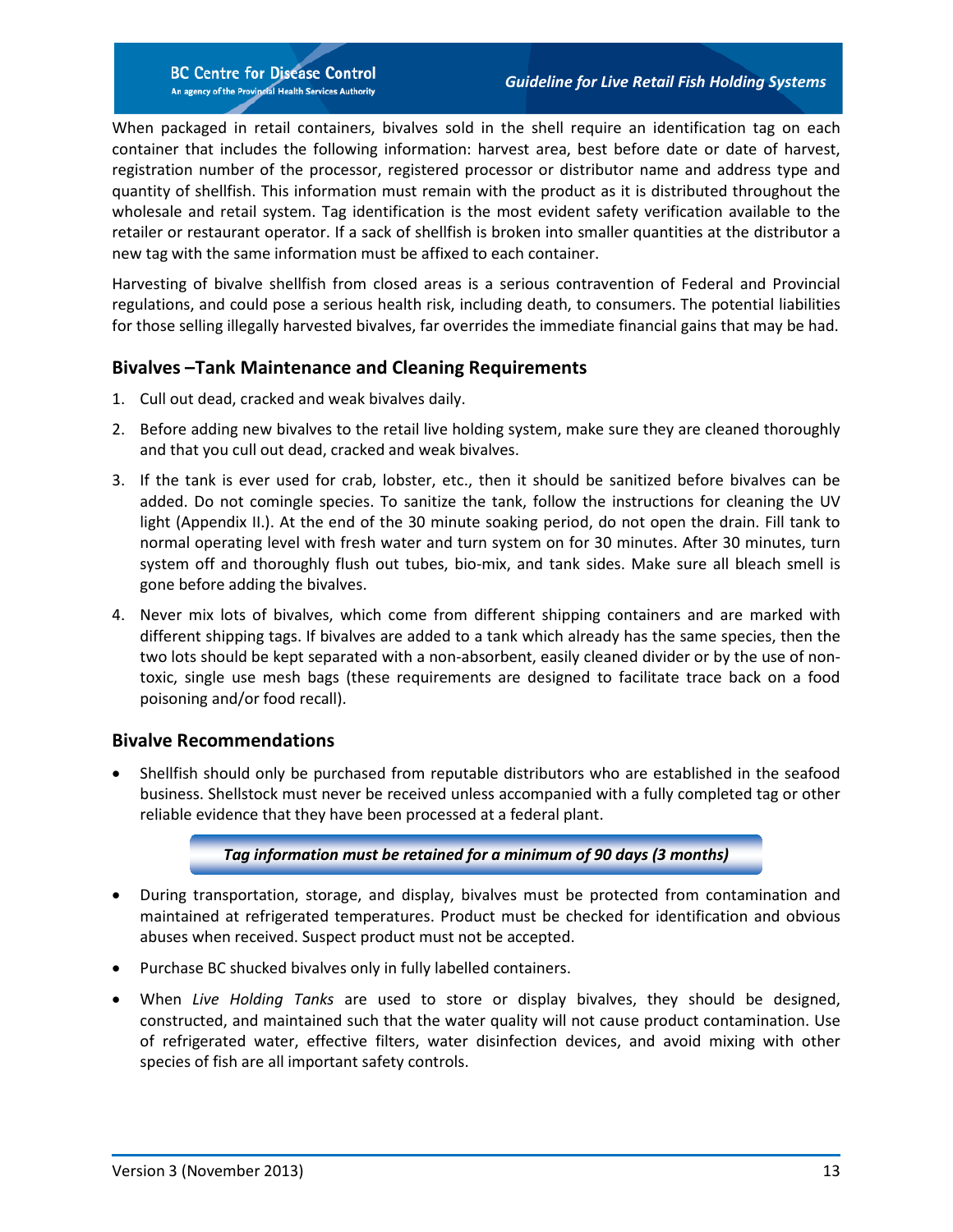When packaged in retail containers, bivalves sold in the shell require an identification tag on each container that includes the following information: harvest area, best before date or date of harvest, registration number of the processor, registered processor or distributor name and address type and quantity of shellfish. This information must remain with the product as it is distributed throughout the wholesale and retail system. Tag identification is the most evident safety verification available to the retailer or restaurant operator. If a sack of shellfish is broken into smaller quantities at the distributor a new tag with the same information must be affixed to each container.

Harvesting of bivalve shellfish from closed areas is a serious contravention of Federal and Provincial regulations, and could pose a serious health risk, including death, to consumers. The potential liabilities for those selling illegally harvested bivalves, far overrides the immediate financial gains that may be had.

## Bivalves –Tank Maintenance and Cleaning Requirements

1. Cull out dead, cracked and weak bivalves daily.
2. Before adding new bivalves to the retail live holding system, make sure they are cleaned thoroughly and that you cull out dead, cracked and weak bivalves.
3. If the tank is ever used for crab, lobster, etc., then it should be sanitized before bivalves can be added. Do not comingle species. To sanitize the tank, follow the instructions for cleaning the UV light (Appendix II.). At the end of the 30 minute soaking period, do not open the drain. Fill tank to normal operating level with fresh water and turn system on for 30 minutes. After 30 minutes, turn system off and thoroughly flush out tubes, bio-mix, and tank sides. Make sure all bleach smell is gone before adding the bivalves.
4. Never mix lots of bivalves, which come from different shipping containers and are marked with different shipping tags. If bivalves are added to a tank which already has the same species, then the two lots should be kept separated with a non-absorbent, easily cleaned divider or by the use of non-toxic, single use mesh bags (these requirements are designed to facilitate trace back on a food poisoning and/or food recall).

## Bivalve Recommendations

- Shellfish should only be purchased from reputable distributors who are established in the seafood business. Shellstock must never be received unless accompanied with a fully completed tag or other reliable evidence that they have been processed at a federal plant.

***Tag information must be retained for a minimum of 90 days (3 months)***

- During transportation, storage, and display, bivalves must be protected from contamination and maintained at refrigerated temperatures. Product must be checked for identification and obvious abuses when received. Suspect product must not be accepted.
- Purchase BC shucked bivalves only in fully labelled containers.
- When *Live Holding Tanks* are used to store or display bivalves, they should be designed, constructed, and maintained such that the water quality will not cause product contamination. Use of refrigerated water, effective filters, water disinfection devices, and avoid mixing with other species of fish are all important safety controls.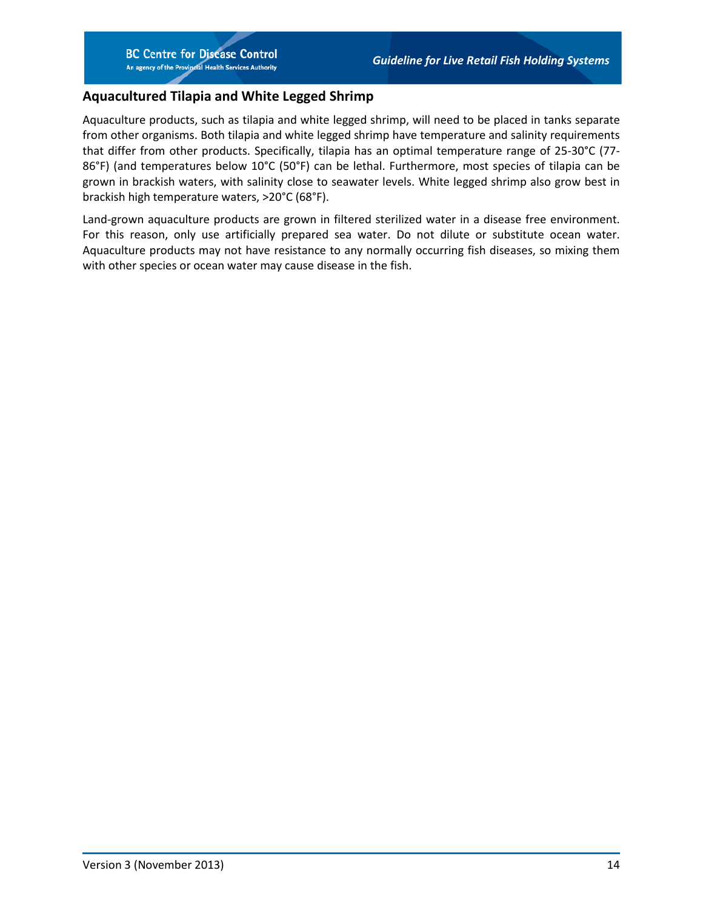## Aquacultured Tilapia and White Legged Shrimp

Aquaculture products, such as tilapia and white legged shrimp, will need to be placed in tanks separate from other organisms. Both tilapia and white legged shrimp have temperature and salinity requirements that differ from other products. Specifically, tilapia has an optimal temperature range of 25-30°C (77-86°F) (and temperatures below 10°C (50°F) can be lethal. Furthermore, most species of tilapia can be grown in brackish waters, with salinity close to seawater levels. White legged shrimp also grow best in brackish high temperature waters, >20°C (68°F).

Land-grown aquaculture products are grown in filtered sterilized water in a disease free environment. For this reason, only use artificially prepared sea water. Do not dilute or substitute ocean water. Aquaculture products may not have resistance to any normally occurring fish diseases, so mixing them with other species or ocean water may cause disease in the fish.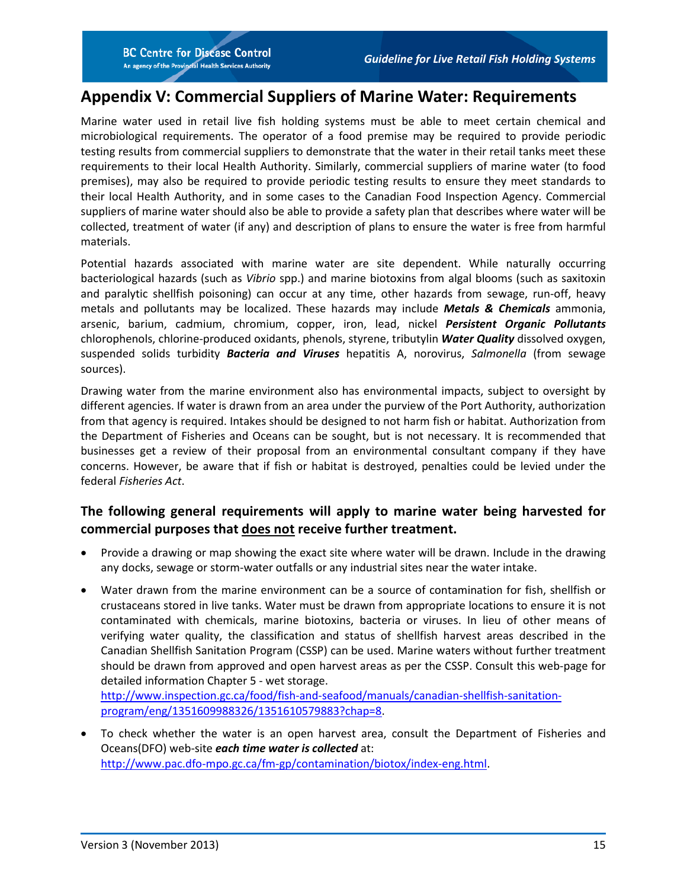## Appendix V: Commercial Suppliers of Marine Water: Requirements

Marine water used in retail live fish holding systems must be able to meet certain chemical and microbiological requirements. The operator of a food premise may be required to provide periodic testing results from commercial suppliers to demonstrate that the water in their retail tanks meet these requirements to their local Health Authority. Similarly, commercial suppliers of marine water (to food premises), may also be required to provide periodic testing results to ensure they meet standards to their local Health Authority, and in some cases to the Canadian Food Inspection Agency. Commercial suppliers of marine water should also be able to provide a safety plan that describes where water will be collected, treatment of water (if any) and description of plans to ensure the water is free from harmful materials.

Potential hazards associated with marine water are site dependent. While naturally occurring bacteriological hazards (such as *Vibrio* spp.) and marine biotoxins from algal blooms (such as saxitoxin and paralytic shellfish poisoning) can occur at any time, other hazards from sewage, run-off, heavy metals and pollutants may be localized. These hazards may include ***Metals & Chemicals*** ammonia, arsenic, barium, cadmium, chromium, copper, iron, lead, nickel ***Persistent Organic Pollutants*** chlorophenols, chlorine-produced oxidants, phenols, styrene, tributylin ***Water Quality*** dissolved oxygen, suspended solids turbidity ***Bacteria and Viruses*** hepatitis A, norovirus, *Salmonella* (from sewage sources).

Drawing water from the marine environment also has environmental impacts, subject to oversight by different agencies. If water is drawn from an area under the purview of the Port Authority, authorization from that agency is required. Intakes should be designed to not harm fish or habitat. Authorization from the Department of Fisheries and Oceans can be sought, but is not necessary. It is recommended that businesses get a review of their proposal from an environmental consultant company if they have concerns. However, be aware that if fish or habitat is destroyed, penalties could be levied under the federal *Fisheries Act*.

### The following general requirements will apply to marine water being harvested for commercial purposes that <u>does not</u> receive further treatment.

- Provide a drawing or map showing the exact site where water will be drawn. Include in the drawing any docks, sewage or storm-water outfalls or any industrial sites near the water intake.
- Water drawn from the marine environment can be a source of contamination for fish, shellfish or crustaceans stored in live tanks. Water must be drawn from appropriate locations to ensure it is not contaminated with chemicals, marine biotoxins, bacteria or viruses. In lieu of other means of verifying water quality, the classification and status of shellfish harvest areas described in the Canadian Shellfish Sanitation Program (CSSP) can be used. Marine waters without further treatment should be drawn from approved and open harvest areas as per the CSSP. Consult this web-page for detailed information Chapter 5 - wet storage.
  http://www.inspection.gc.ca/food/fish-and-seafood/manuals/canadian-shellfish-sanitation-program/eng/1351609988326/1351610579883?chap=8.
- To check whether the water is an open harvest area, consult the Department of Fisheries and Oceans(DFO) web-site ***each time water is collected*** at:
  http://www.pac.dfo-mpo.gc.ca/fm-gp/contamination/biotox/index-eng.html.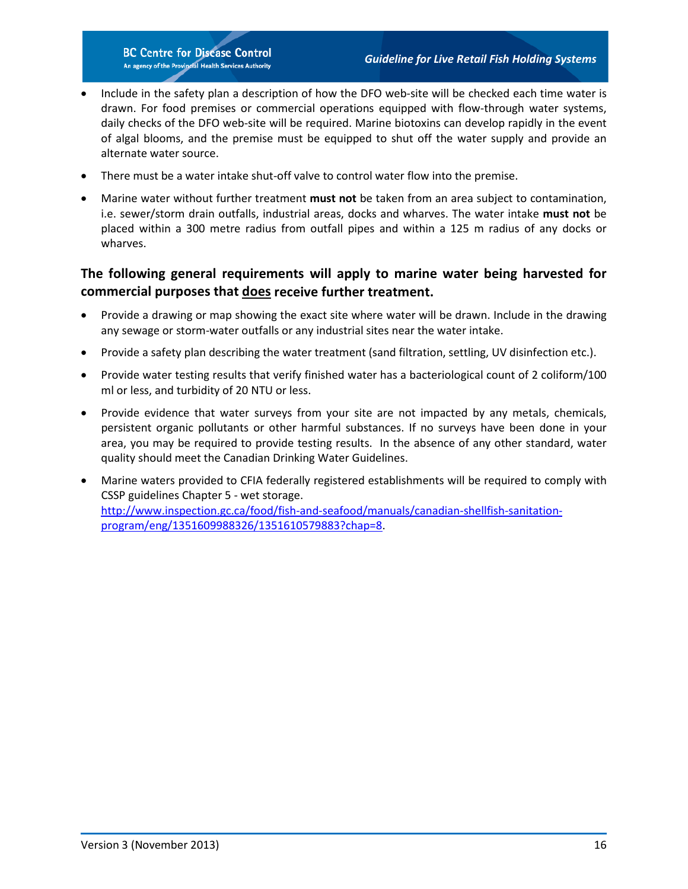- Include in the safety plan a description of how the DFO web-site will be checked each time water is drawn. For food premises or commercial operations equipped with flow-through water systems, daily checks of the DFO web-site will be required. Marine biotoxins can develop rapidly in the event of algal blooms, and the premise must be equipped to shut off the water supply and provide an alternate water source.
- There must be a water intake shut-off valve to control water flow into the premise.
- Marine water without further treatment **must not** be taken from an area subject to contamination, i.e. sewer/storm drain outfalls, industrial areas, docks and wharves. The water intake **must not** be placed within a 300 metre radius from outfall pipes and within a 125 m radius of any docks or wharves.

### The following general requirements will apply to marine water being harvested for commercial purposes that <u>does</u> receive further treatment.

- Provide a drawing or map showing the exact site where water will be drawn. Include in the drawing any sewage or storm-water outfalls or any industrial sites near the water intake.
- Provide a safety plan describing the water treatment (sand filtration, settling, UV disinfection etc.).
- Provide water testing results that verify finished water has a bacteriological count of 2 coliform/100 ml or less, and turbidity of 20 NTU or less.
- Provide evidence that water surveys from your site are not impacted by any metals, chemicals, persistent organic pollutants or other harmful substances. If no surveys have been done in your area, you may be required to provide testing results. In the absence of any other standard, water quality should meet the Canadian Drinking Water Guidelines.
- Marine waters provided to CFIA federally registered establishments will be required to comply with CSSP guidelines Chapter 5 - wet storage. http://www.inspection.gc.ca/food/fish-and-seafood/manuals/canadian-shellfish-sanitation-program/eng/1351609988326/1351610579883?chap=8.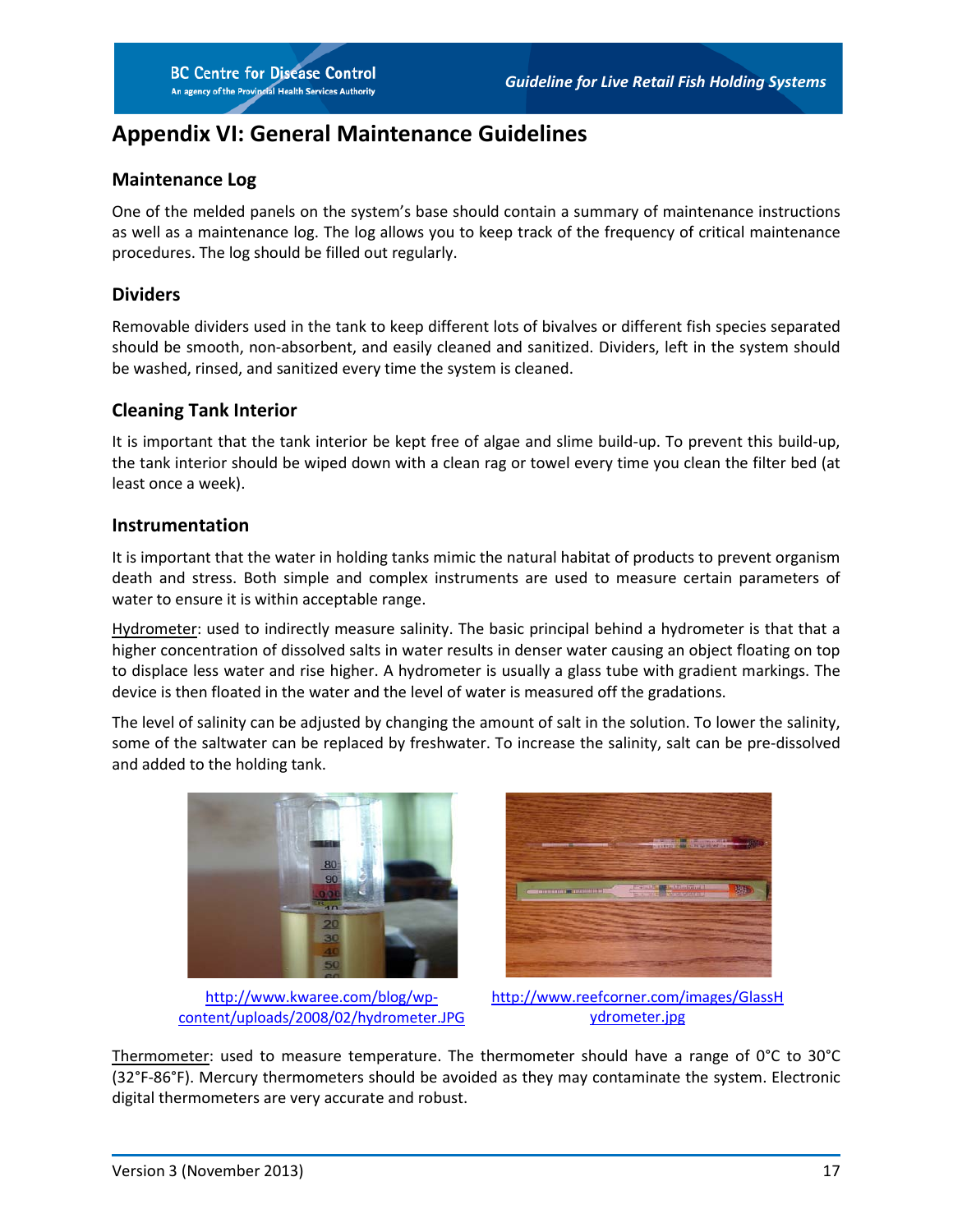## Appendix VI: General Maintenance Guidelines

### Maintenance Log

One of the melded panels on the system's base should contain a summary of maintenance instructions as well as a maintenance log. The log allows you to keep track of the frequency of critical maintenance procedures. The log should be filled out regularly.

### Dividers

Removable dividers used in the tank to keep different lots of bivalves or different fish species separated should be smooth, non-absorbent, and easily cleaned and sanitized. Dividers, left in the system should be washed, rinsed, and sanitized every time the system is cleaned.

### Cleaning Tank Interior

It is important that the tank interior be kept free of algae and slime build-up. To prevent this build-up, the tank interior should be wiped down with a clean rag or towel every time you clean the filter bed (at least once a week).

### Instrumentation

It is important that the water in holding tanks mimic the natural habitat of products to prevent organism death and stress. Both simple and complex instruments are used to measure certain parameters of water to ensure it is within acceptable range.

Hydrometer: used to indirectly measure salinity. The basic principal behind a hydrometer is that that a higher concentration of dissolved salts in water results in denser water causing an object floating on top to displace less water and rise higher. A hydrometer is usually a glass tube with gradient markings. The device is then floated in the water and the level of water is measured off the gradations.

The level of salinity can be adjusted by changing the amount of salt in the solution. To lower the salinity, some of the saltwater can be replaced by freshwater. To increase the salinity, salt can be pre-dissolved and added to the holding tank.

http://www.kwaree.com/blog/wp-content/uploads/2008/02/hydrometer.JPG

http://www.reefcorner.com/images/GlassHydrometer.jpg

Thermometer: used to measure temperature. The thermometer should have a range of 0°C to 30°C (32°F-86°F). Mercury thermometers should be avoided as they may contaminate the system. Electronic digital thermometers are very accurate and robust.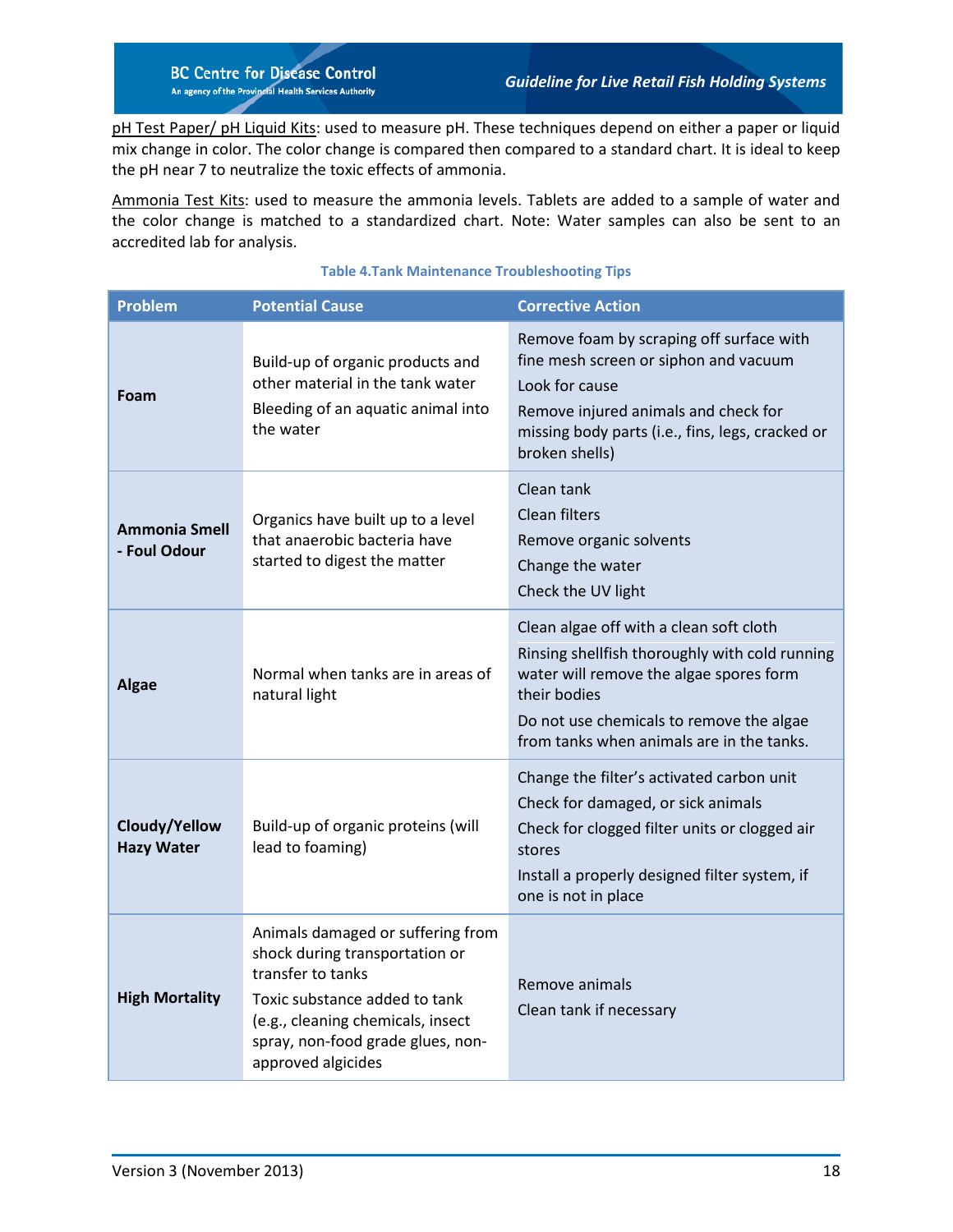pH Test Paper/ pH Liquid Kits: used to measure pH. These techniques depend on either a paper or liquid mix change in color. The color change is compared then compared to a standard chart. It is ideal to keep the pH near 7 to neutralize the toxic effects of ammonia.

Ammonia Test Kits: used to measure the ammonia levels. Tablets are added to a sample of water and the color change is matched to a standardized chart. Note: Water samples can also be sent to an accredited lab for analysis.

**Table 4.Tank Maintenance Troubleshooting Tips**

| Problem | Potential Cause | Corrective Action |
|---|---|---|
| **Foam** | Build-up of organic products and other material in the tank water<br>Bleeding of an aquatic animal into the water | Remove foam by scraping off surface with fine mesh screen or siphon and vacuum<br>Look for cause<br>Remove injured animals and check for missing body parts (i.e., fins, legs, cracked or broken shells) |
| **Ammonia Smell - Foul Odour** | Organics have built up to a level that anaerobic bacteria have started to digest the matter | Clean tank<br>Clean filters<br>Remove organic solvents<br>Change the water<br>Check the UV light |
| **Algae** | Normal when tanks are in areas of natural light | Clean algae off with a clean soft cloth<br>Rinsing shellfish thoroughly with cold running water will remove the algae spores form their bodies<br>Do not use chemicals to remove the algae from tanks when animals are in the tanks. |
| **Cloudy/Yellow Hazy Water** | Build-up of organic proteins (will lead to foaming) | Change the filter's activated carbon unit<br>Check for damaged, or sick animals<br>Check for clogged filter units or clogged air stores<br>Install a properly designed filter system, if one is not in place |
| **High Mortality** | Animals damaged or suffering from shock during transportation or transfer to tanks<br>Toxic substance added to tank (e.g., cleaning chemicals, insect spray, non-food grade glues, non-approved algicides | Remove animals<br>Clean tank if necessary |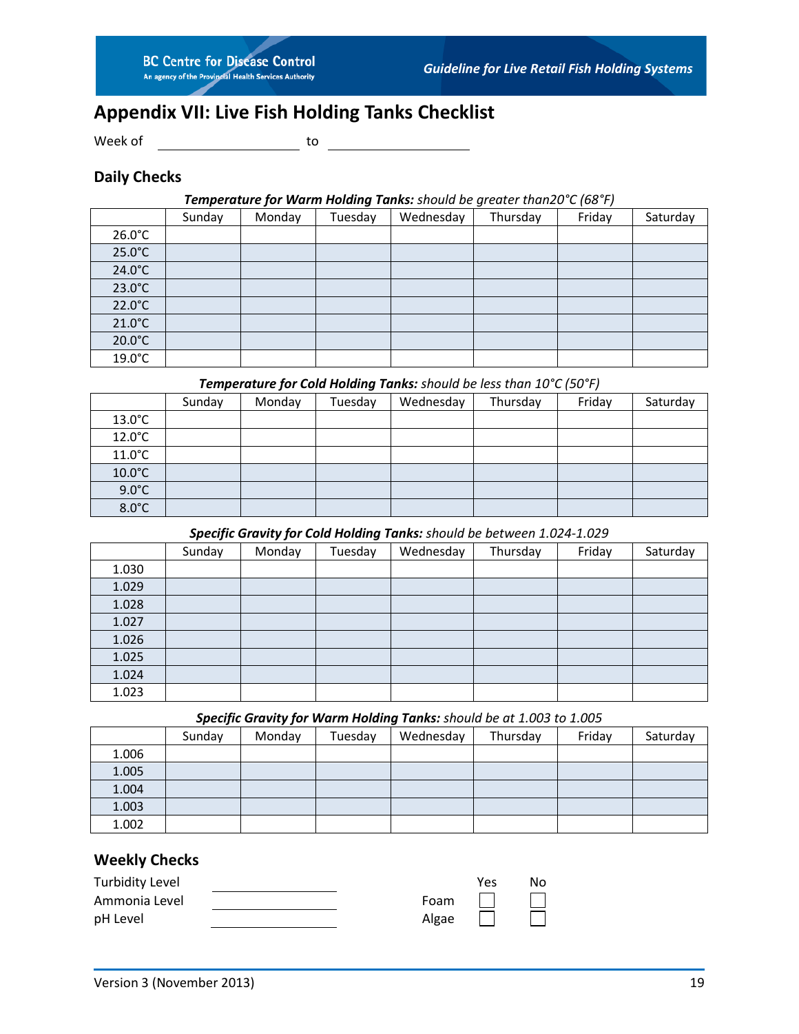# Appendix VII: Live Fish Holding Tanks Checklist

Week of ____________________ to ____________________

## Daily Checks

***Temperature for Warm Holding Tanks:*** *should be greater than20°C (68°F)*

| | Sunday | Monday | Tuesday | Wednesday | Thursday | Friday | Saturday |
|---|---|---|---|---|---|---|---|
| 26.0°C | | | | | | | |
| 25.0°C | | | | | | | |
| 24.0°C | | | | | | | |
| 23.0°C | | | | | | | |
| 22.0°C | | | | | | | |
| 21.0°C | | | | | | | |
| 20.0°C | | | | | | | |
| 19.0°C | | | | | | | |

***Temperature for Cold Holding Tanks:*** *should be less than 10°C (50°F)*

| | Sunday | Monday | Tuesday | Wednesday | Thursday | Friday | Saturday |
|---|---|---|---|---|---|---|---|
| 13.0°C | | | | | | | |
| 12.0°C | | | | | | | |
| 11.0°C | | | | | | | |
| 10.0°C | | | | | | | |
| 9.0°C | | | | | | | |
| 8.0°C | | | | | | | |

***Specific Gravity for Cold Holding Tanks:*** *should be between 1.024-1.029*

| | Sunday | Monday | Tuesday | Wednesday | Thursday | Friday | Saturday |
|---|---|---|---|---|---|---|---|
| 1.030 | | | | | | | |
| 1.029 | | | | | | | |
| 1.028 | | | | | | | |
| 1.027 | | | | | | | |
| 1.026 | | | | | | | |
| 1.025 | | | | | | | |
| 1.024 | | | | | | | |
| 1.023 | | | | | | | |

***Specific Gravity for Warm Holding Tanks:*** *should be at 1.003 to 1.005*

| | Sunday | Monday | Tuesday | Wednesday | Thursday | Friday | Saturday |
|---|---|---|---|---|---|---|---|
| 1.006 | | | | | | | |
| 1.005 | | | | | | | |
| 1.004 | | | | | | | |
| 1.003 | | | | | | | |
| 1.002 | | | | | | | |

## Weekly Checks

Turbidity Level ____________________

Ammonia Level ____________________

pH Level ____________________

| | Yes | No |
|---|---|---|
| Foam | ☐ | ☐ |
| Algae | ☐ | ☐ |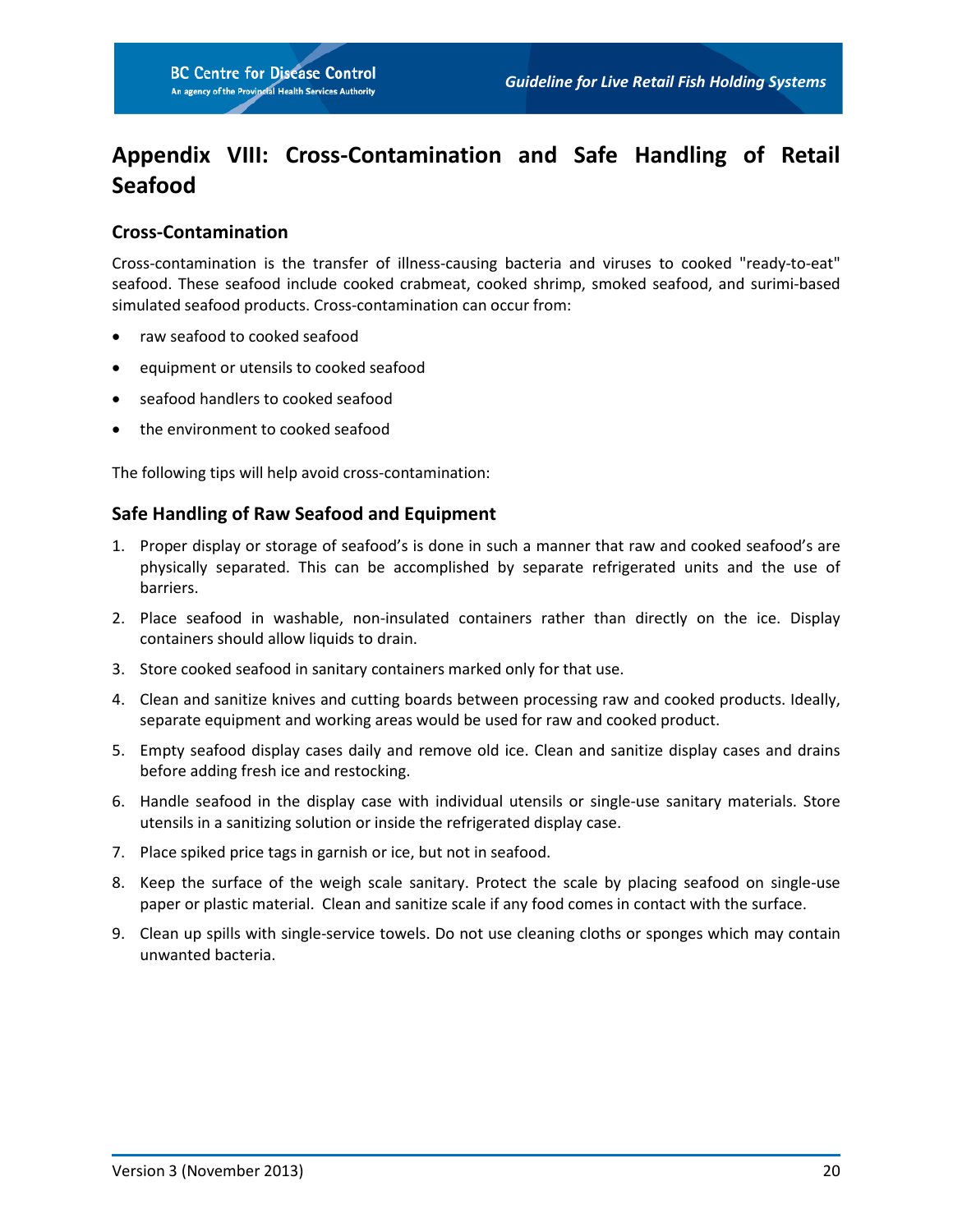# Appendix VIII: Cross-Contamination and Safe Handling of Retail Seafood

## Cross-Contamination

Cross-contamination is the transfer of illness-causing bacteria and viruses to cooked "ready-to-eat" seafood. These seafood include cooked crabmeat, cooked shrimp, smoked seafood, and surimi-based simulated seafood products. Cross-contamination can occur from:

- raw seafood to cooked seafood
- equipment or utensils to cooked seafood
- seafood handlers to cooked seafood
- the environment to cooked seafood

The following tips will help avoid cross-contamination:

## Safe Handling of Raw Seafood and Equipment

1. Proper display or storage of seafood's is done in such a manner that raw and cooked seafood's are physically separated. This can be accomplished by separate refrigerated units and the use of barriers.
2. Place seafood in washable, non-insulated containers rather than directly on the ice. Display containers should allow liquids to drain.
3. Store cooked seafood in sanitary containers marked only for that use.
4. Clean and sanitize knives and cutting boards between processing raw and cooked products. Ideally, separate equipment and working areas would be used for raw and cooked product.
5. Empty seafood display cases daily and remove old ice. Clean and sanitize display cases and drains before adding fresh ice and restocking.
6. Handle seafood in the display case with individual utensils or single-use sanitary materials. Store utensils in a sanitizing solution or inside the refrigerated display case.
7. Place spiked price tags in garnish or ice, but not in seafood.
8. Keep the surface of the weigh scale sanitary. Protect the scale by placing seafood on single-use paper or plastic material. Clean and sanitize scale if any food comes in contact with the surface.
9. Clean up spills with single-service towels. Do not use cleaning cloths or sponges which may contain unwanted bacteria.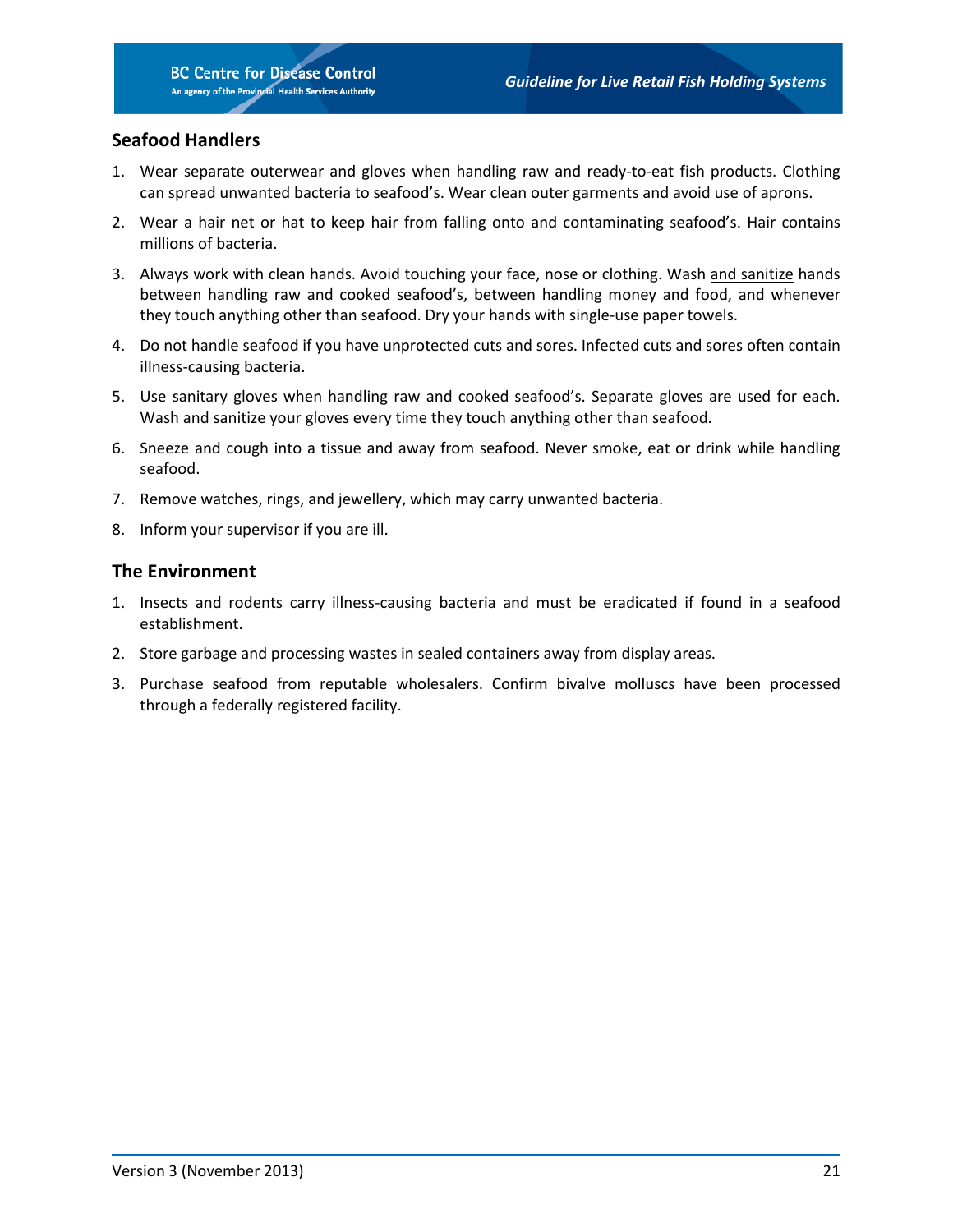## Seafood Handlers

1. Wear separate outerwear and gloves when handling raw and ready-to-eat fish products. Clothing can spread unwanted bacteria to seafood's. Wear clean outer garments and avoid use of aprons.
2. Wear a hair net or hat to keep hair from falling onto and contaminating seafood's. Hair contains millions of bacteria.
3. Always work with clean hands. Avoid touching your face, nose or clothing. Wash and sanitize hands between handling raw and cooked seafood's, between handling money and food, and whenever they touch anything other than seafood. Dry your hands with single-use paper towels.
4. Do not handle seafood if you have unprotected cuts and sores. Infected cuts and sores often contain illness-causing bacteria.
5. Use sanitary gloves when handling raw and cooked seafood's. Separate gloves are used for each. Wash and sanitize your gloves every time they touch anything other than seafood.
6. Sneeze and cough into a tissue and away from seafood. Never smoke, eat or drink while handling seafood.
7. Remove watches, rings, and jewellery, which may carry unwanted bacteria.
8. Inform your supervisor if you are ill.

## The Environment

1. Insects and rodents carry illness-causing bacteria and must be eradicated if found in a seafood establishment.
2. Store garbage and processing wastes in sealed containers away from display areas.
3. Purchase seafood from reputable wholesalers. Confirm bivalve molluscs have been processed through a federally registered facility.